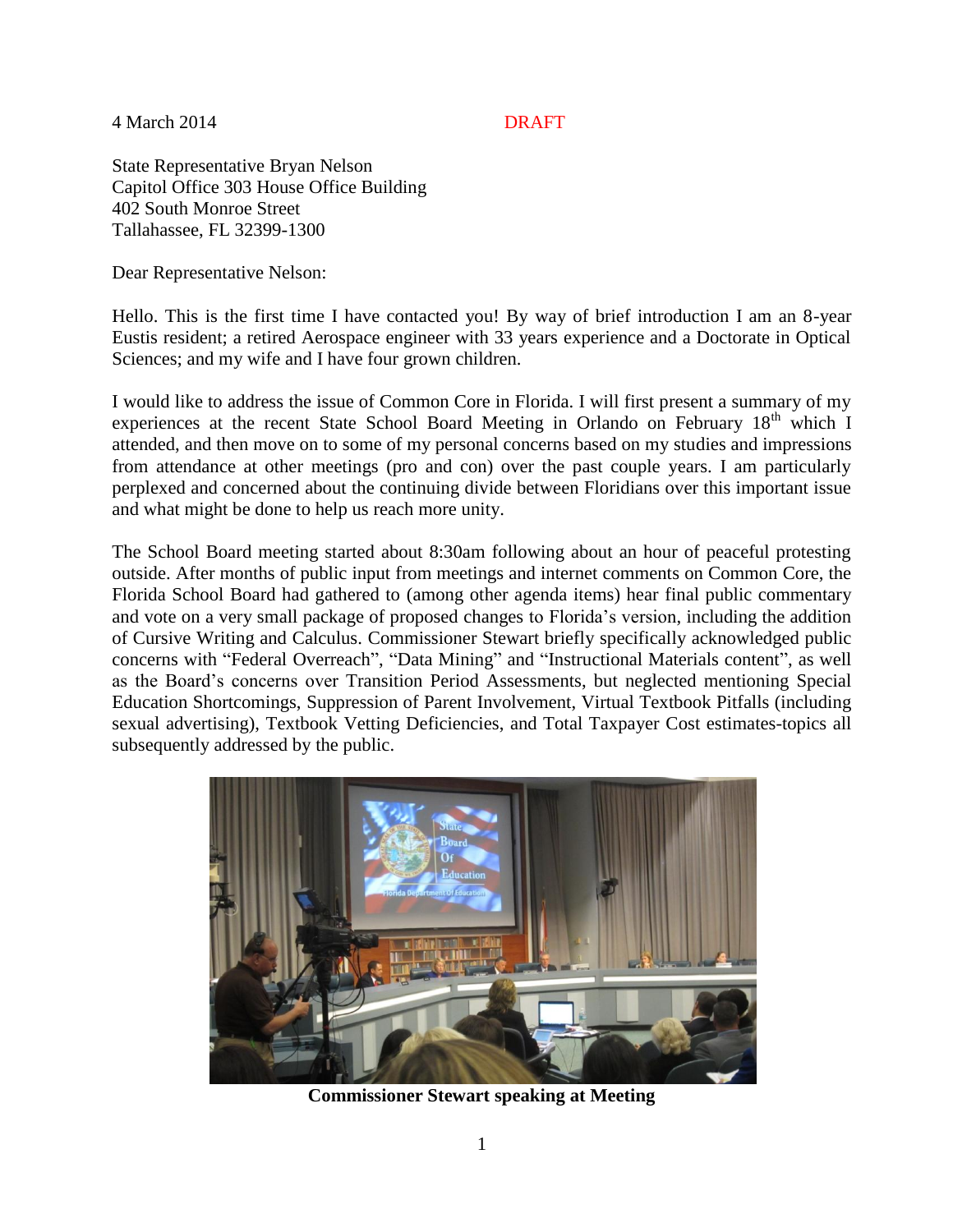4 March 2014 DRAFT

State Representative Bryan Nelson
Capitol Office 303 House Office Building
402 South Monroe Street
Tallahassee, FL 32399-1300

Dear Representative Nelson:

Hello. This is the first time I have contacted you! By way of brief introduction I am an 8-year Eustis resident; a retired Aerospace engineer with 33 years experience and a Doctorate in Optical Sciences; and my wife and I have four grown children.

I would like to address the issue of Common Core in Florida. I will first present a summary of my experiences at the recent State School Board Meeting in Orlando on February 18th which I attended, and then move on to some of my personal concerns based on my studies and impressions from attendance at other meetings (pro and con) over the past couple years. I am particularly perplexed and concerned about the continuing divide between Floridians over this important issue and what might be done to help us reach more unity.

The School Board meeting started about 8:30am following about an hour of peaceful protesting outside. After months of public input from meetings and internet comments on Common Core, the Florida School Board had gathered to (among other agenda items) hear final public commentary and vote on a very small package of proposed changes to Florida's version, including the addition of Cursive Writing and Calculus. Commissioner Stewart briefly specifically acknowledged public concerns with "Federal Overreach", "Data Mining" and "Instructional Materials content", as well as the Board's concerns over Transition Period Assessments, but neglected mentioning Special Education Shortcomings, Suppression of Parent Involvement, Virtual Textbook Pitfalls (including sexual advertising), Textbook Vetting Deficiencies, and Total Taxpayer Cost estimates-topics all subsequently addressed by the public.

**Commissioner Stewart speaking at Meeting**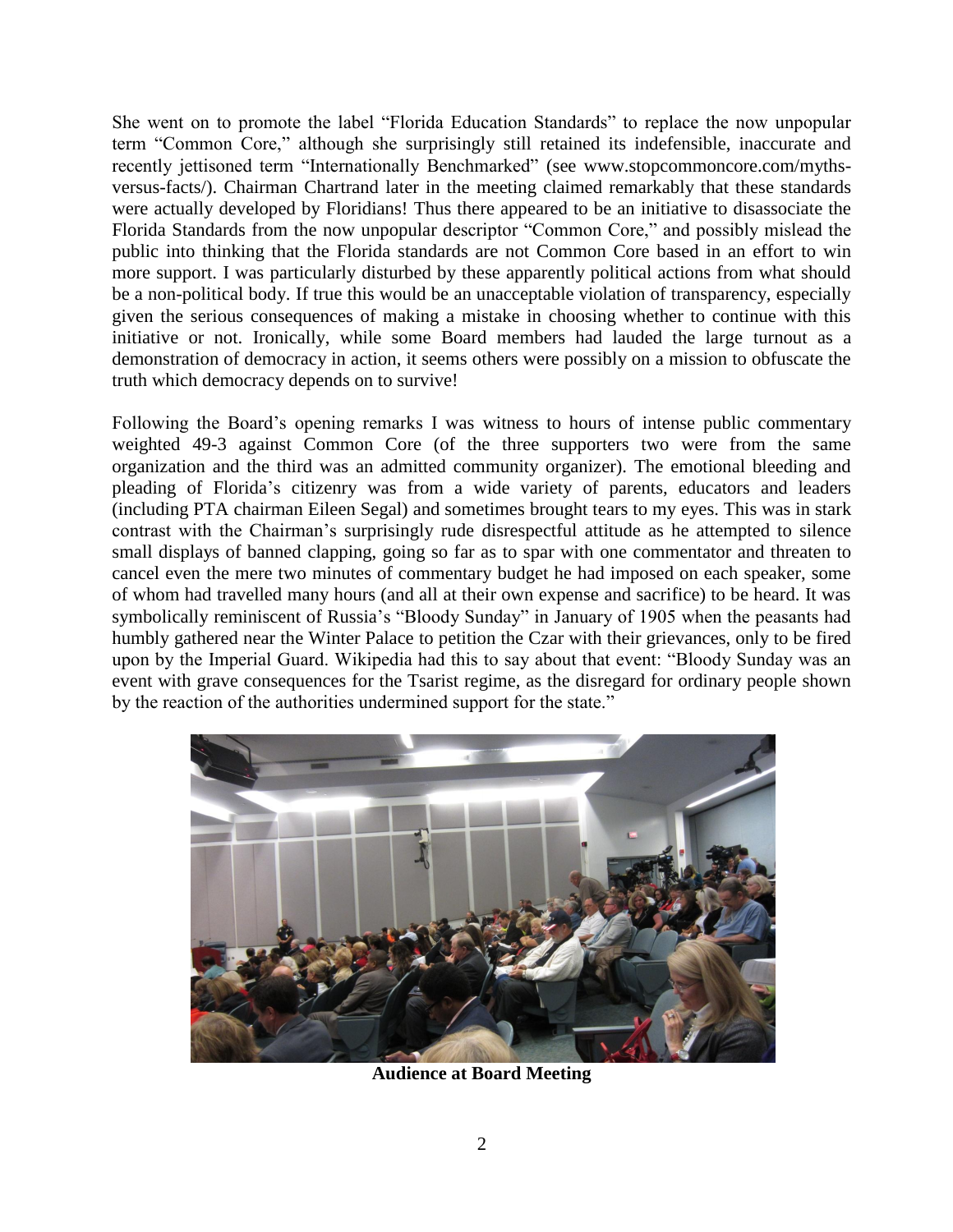She went on to promote the label "Florida Education Standards" to replace the now unpopular term "Common Core," although she surprisingly still retained its indefensible, inaccurate and recently jettisoned term "Internationally Benchmarked" (see www.stopcommoncore.com/myths-versus-facts/). Chairman Chartrand later in the meeting claimed remarkably that these standards were actually developed by Floridians! Thus there appeared to be an initiative to disassociate the Florida Standards from the now unpopular descriptor "Common Core," and possibly mislead the public into thinking that the Florida standards are not Common Core based in an effort to win more support. I was particularly disturbed by these apparently political actions from what should be a non-political body. If true this would be an unacceptable violation of transparency, especially given the serious consequences of making a mistake in choosing whether to continue with this initiative or not. Ironically, while some Board members had lauded the large turnout as a demonstration of democracy in action, it seems others were possibly on a mission to obfuscate the truth which democracy depends on to survive!

Following the Board's opening remarks I was witness to hours of intense public commentary weighted 49-3 against Common Core (of the three supporters two were from the same organization and the third was an admitted community organizer). The emotional bleeding and pleading of Florida's citizenry was from a wide variety of parents, educators and leaders (including PTA chairman Eileen Segal) and sometimes brought tears to my eyes. This was in stark contrast with the Chairman's surprisingly rude disrespectful attitude as he attempted to silence small displays of banned clapping, going so far as to spar with one commentator and threaten to cancel even the mere two minutes of commentary budget he had imposed on each speaker, some of whom had travelled many hours (and all at their own expense and sacrifice) to be heard. It was symbolically reminiscent of Russia's "Bloody Sunday" in January of 1905 when the peasants had humbly gathered near the Winter Palace to petition the Czar with their grievances, only to be fired upon by the Imperial Guard. Wikipedia had this to say about that event: "Bloody Sunday was an event with grave consequences for the Tsarist regime, as the disregard for ordinary people shown by the reaction of the authorities undermined support for the state."

**Audience at Board Meeting**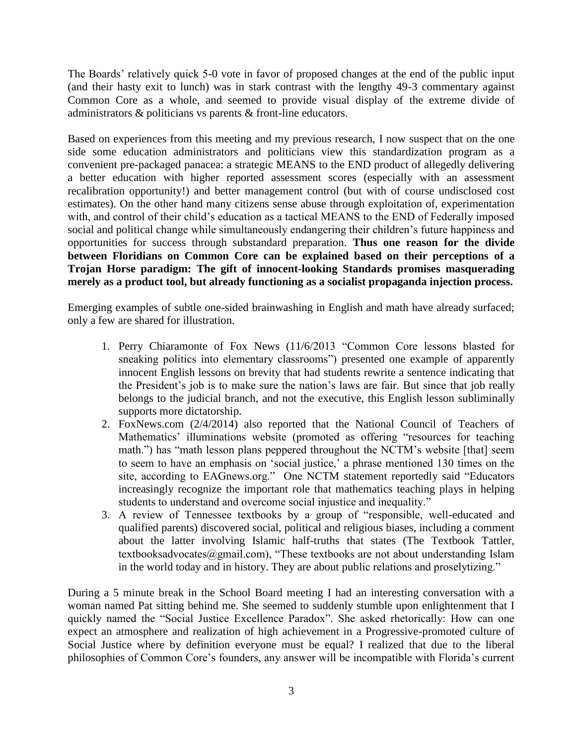The Boards' relatively quick 5-0 vote in favor of proposed changes at the end of the public input (and their hasty exit to lunch) was in stark contrast with the lengthy 49-3 commentary against Common Core as a whole, and seemed to provide visual display of the extreme divide of administrators & politicians vs parents & front-line educators.

Based on experiences from this meeting and my previous research, I now suspect that on the one side some education administrators and politicians view this standardization program as a convenient pre-packaged panacea: a strategic MEANS to the END product of allegedly delivering a better education with higher reported assessment scores (especially with an assessment recalibration opportunity!) and better management control (but with of course undisclosed cost estimates). On the other hand many citizens sense abuse through exploitation of, experimentation with, and control of their child's education as a tactical MEANS to the END of Federally imposed social and political change while simultaneously endangering their children's future happiness and opportunities for success through substandard preparation. **Thus one reason for the divide between Floridians on Common Core can be explained based on their perceptions of a Trojan Horse paradigm: The gift of innocent-looking Standards promises masquerading merely as a product tool, but already functioning as a socialist propaganda injection process.**

Emerging examples of subtle one-sided brainwashing in English and math have already surfaced; only a few are shared for illustration.

1. Perry Chiaramonte of Fox News (11/6/2013 "Common Core lessons blasted for sneaking politics into elementary classrooms") presented one example of apparently innocent English lessons on brevity that had students rewrite a sentence indicating that the President's job is to make sure the nation's laws are fair. But since that job really belongs to the judicial branch, and not the executive, this English lesson subliminally supports more dictatorship.
2. FoxNews.com (2/4/2014) also reported that the National Council of Teachers of Mathematics' illuminations website (promoted as offering "resources for teaching math.") has "math lesson plans peppered throughout the NCTM's website [that] seem to seem to have an emphasis on 'social justice,' a phrase mentioned 130 times on the site, according to EAGnews.org." One NCTM statement reportedly said "Educators increasingly recognize the important role that mathematics teaching plays in helping students to understand and overcome social injustice and inequality."
3. A review of Tennessee textbooks by a group of "responsible, well-educated and qualified parents) discovered social, political and religious biases, including a comment about the latter involving Islamic half-truths that states (The Textbook Tattler, textbooksadvocates@gmail.com), "These textbooks are not about understanding Islam in the world today and in history. They are about public relations and proselytizing."

During a 5 minute break in the School Board meeting I had an interesting conversation with a woman named Pat sitting behind me. She seemed to suddenly stumble upon enlightenment that I quickly named the "Social Justice Excellence Paradox". She asked rhetorically: How can one expect an atmosphere and realization of high achievement in a Progressive-promoted culture of Social Justice where by definition everyone must be equal? I realized that due to the liberal philosophies of Common Core's founders, any answer will be incompatible with Florida's current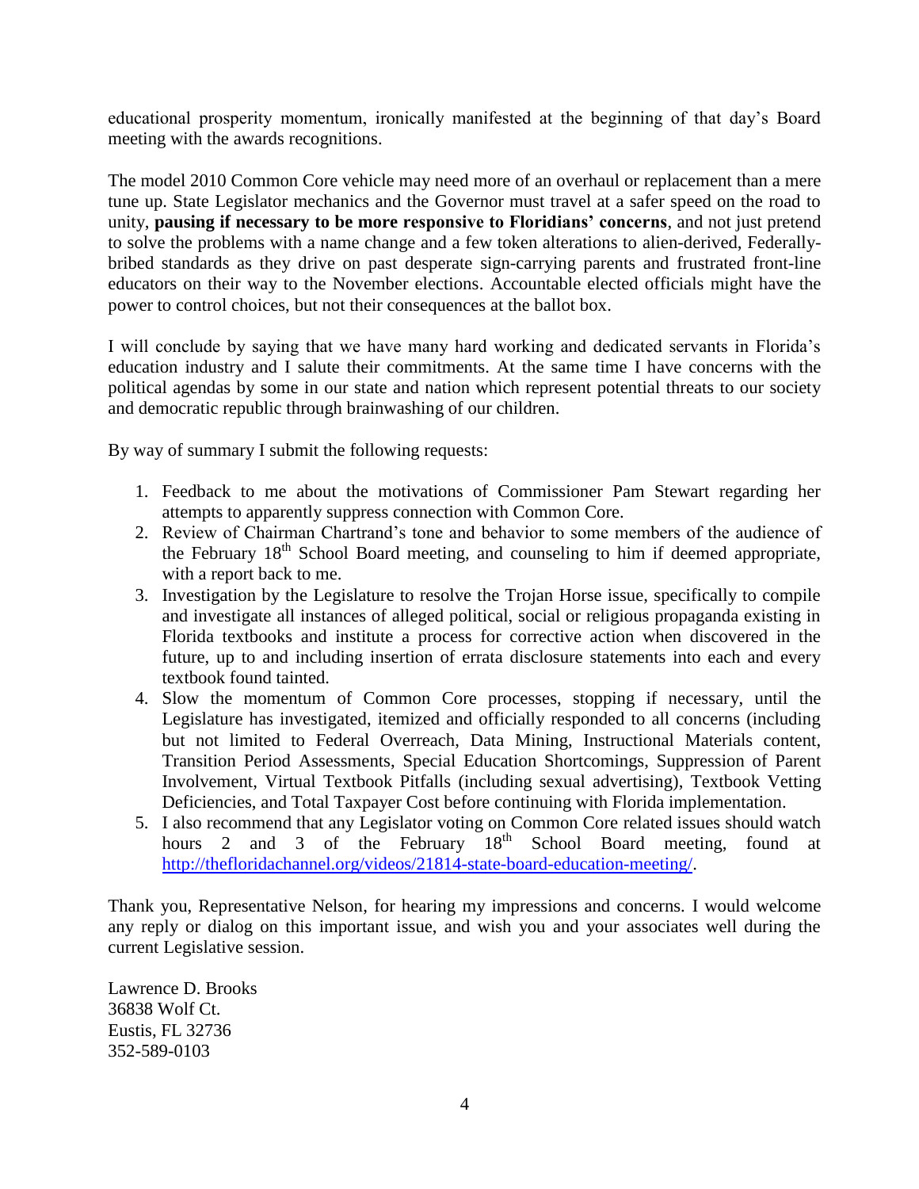educational prosperity momentum, ironically manifested at the beginning of that day's Board meeting with the awards recognitions.

The model 2010 Common Core vehicle may need more of an overhaul or replacement than a mere tune up. State Legislator mechanics and the Governor must travel at a safer speed on the road to unity, **pausing if necessary to be more responsive to Floridians' concerns**, and not just pretend to solve the problems with a name change and a few token alterations to alien-derived, Federally-bribed standards as they drive on past desperate sign-carrying parents and frustrated front-line educators on their way to the November elections. Accountable elected officials might have the power to control choices, but not their consequences at the ballot box.

I will conclude by saying that we have many hard working and dedicated servants in Florida's education industry and I salute their commitments. At the same time I have concerns with the political agendas by some in our state and nation which represent potential threats to our society and democratic republic through brainwashing of our children.

By way of summary I submit the following requests:

1. Feedback to me about the motivations of Commissioner Pam Stewart regarding her attempts to apparently suppress connection with Common Core.
2. Review of Chairman Chartrand's tone and behavior to some members of the audience of the February 18th School Board meeting, and counseling to him if deemed appropriate, with a report back to me.
3. Investigation by the Legislature to resolve the Trojan Horse issue, specifically to compile and investigate all instances of alleged political, social or religious propaganda existing in Florida textbooks and institute a process for corrective action when discovered in the future, up to and including insertion of errata disclosure statements into each and every textbook found tainted.
4. Slow the momentum of Common Core processes, stopping if necessary, until the Legislature has investigated, itemized and officially responded to all concerns (including but not limited to Federal Overreach, Data Mining, Instructional Materials content, Transition Period Assessments, Special Education Shortcomings, Suppression of Parent Involvement, Virtual Textbook Pitfalls (including sexual advertising), Textbook Vetting Deficiencies, and Total Taxpayer Cost before continuing with Florida implementation.
5. I also recommend that any Legislator voting on Common Core related issues should watch hours 2 and 3 of the February 18th School Board meeting, found at [http://thefloridachannel.org/videos/21814-state-board-education-meeting/](http://thefloridachannel.org/videos/21814-state-board-education-meeting/).

Thank you, Representative Nelson, for hearing my impressions and concerns. I would welcome any reply or dialog on this important issue, and wish you and your associates well during the current Legislative session.

Lawrence D. Brooks
36838 Wolf Ct.
Eustis, FL 32736
352-589-0103